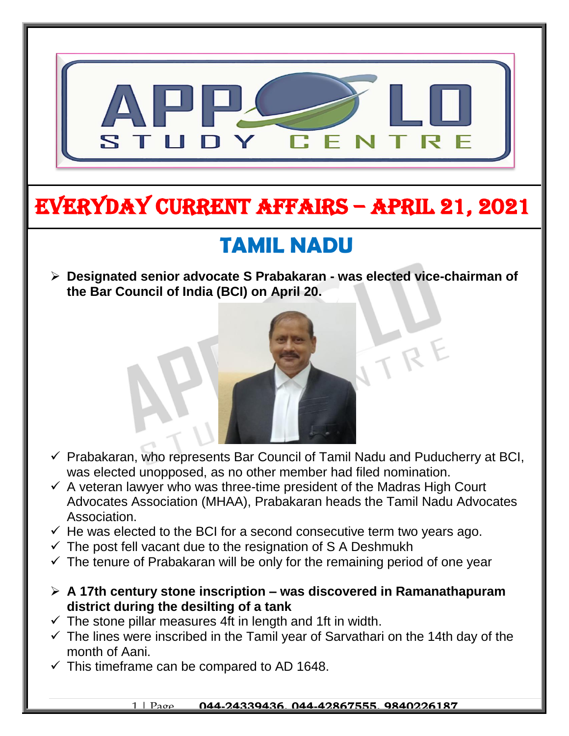# EVERYDAY CURRENT AFFAIRS – APRIL 21, 2021

## TAMIL NADU

- **Designated senior advocate S Prabakaran - was elected vice-chairman of the Bar Council of India (BCI) on April 20.**
- ✓ Prabakaran, who represents Bar Council of Tamil Nadu and Puducherry at BCI, was elected unopposed, as no other member had filed nomination.
- ✓ A veteran lawyer who was three-time president of the Madras High Court Advocates Association (MHAA), Prabakaran heads the Tamil Nadu Advocates Association.
- ✓ He was elected to the BCI for a second consecutive term two years ago.
- ✓ The post fell vacant due to the resignation of S A Deshmukh
- ✓ The tenure of Prabakaran will be only for the remaining period of one year

- **A 17th century stone inscription – was discovered in Ramanathapuram district during the desilting of a tank**
- ✓ The stone pillar measures 4ft in length and 1ft in width.
- ✓ The lines were inscribed in the Tamil year of Sarvathari on the 14th day of the month of Aani.
- ✓ This timeframe can be compared to AD 1648.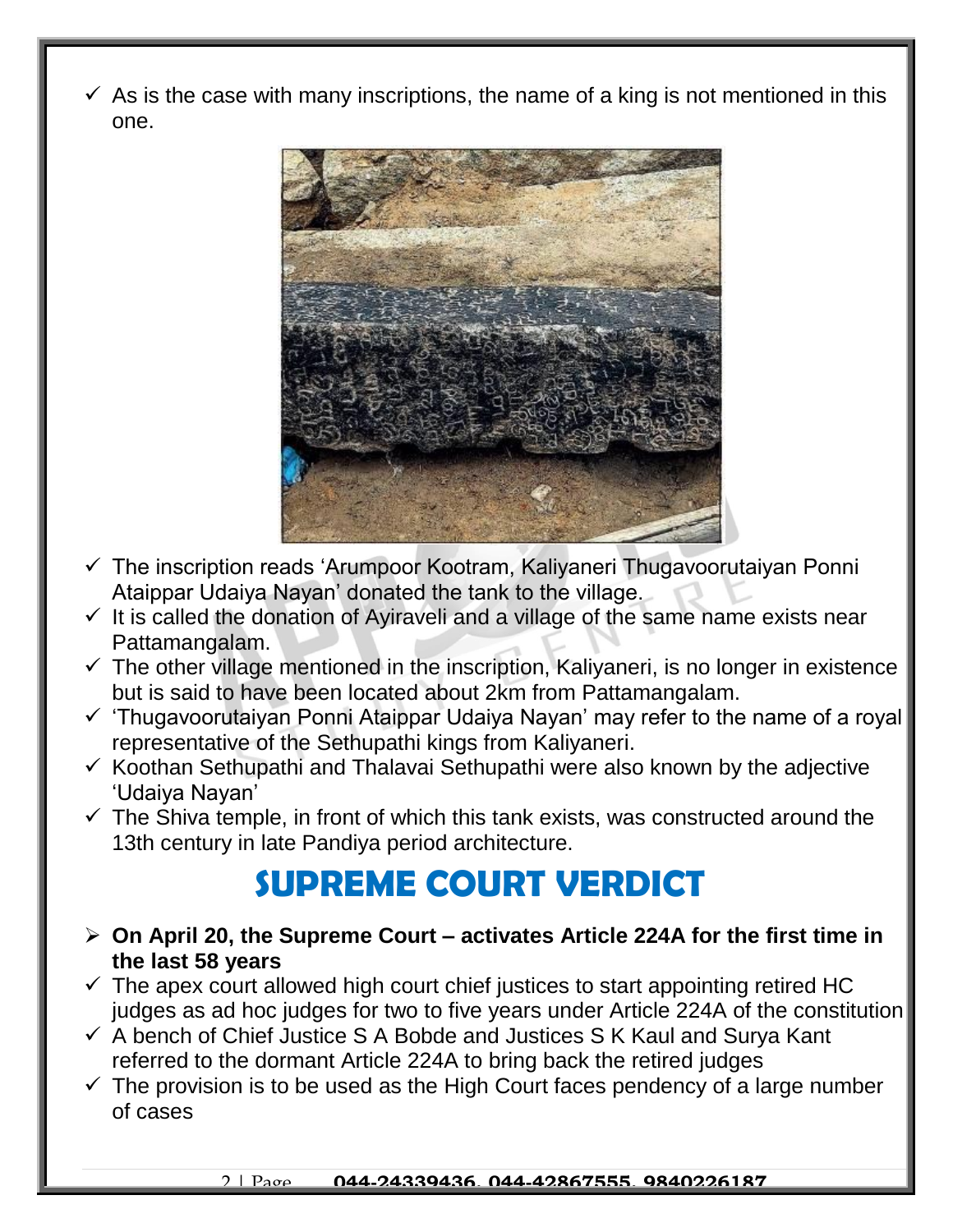- As is the case with many inscriptions, the name of a king is not mentioned in this one.

- The inscription reads 'Arumpoor Kootram, Kaliyaneri Thugavoorutaiyan Ponni Ataippar Udaiya Nayan' donated the tank to the village.
- It is called the donation of Ayiraveli and a village of the same name exists near Pattamangalam.
- The other village mentioned in the inscription, Kaliyaneri, is no longer in existence but is said to have been located about 2km from Pattamangalam.
- 'Thugavoorutaiyan Ponni Ataippar Udaiya Nayan' may refer to the name of a royal representative of the Sethupathi kings from Kaliyaneri.
- Koothan Sethupathi and Thalavai Sethupathi were also known by the adjective 'Udaiya Nayan'
- The Shiva temple, in front of which this tank exists, was constructed around the 13th century in late Pandiya period architecture.

# SUPREME COURT VERDICT

- **On April 20, the Supreme Court – activates Article 224A for the first time in the last 58 years**
- The apex court allowed high court chief justices to start appointing retired HC judges as ad hoc judges for two to five years under Article 224A of the constitution
- A bench of Chief Justice S A Bobde and Justices S K Kaul and Surya Kant referred to the dormant Article 224A to bring back the retired judges
- The provision is to be used as the High Court faces pendency of a large number of cases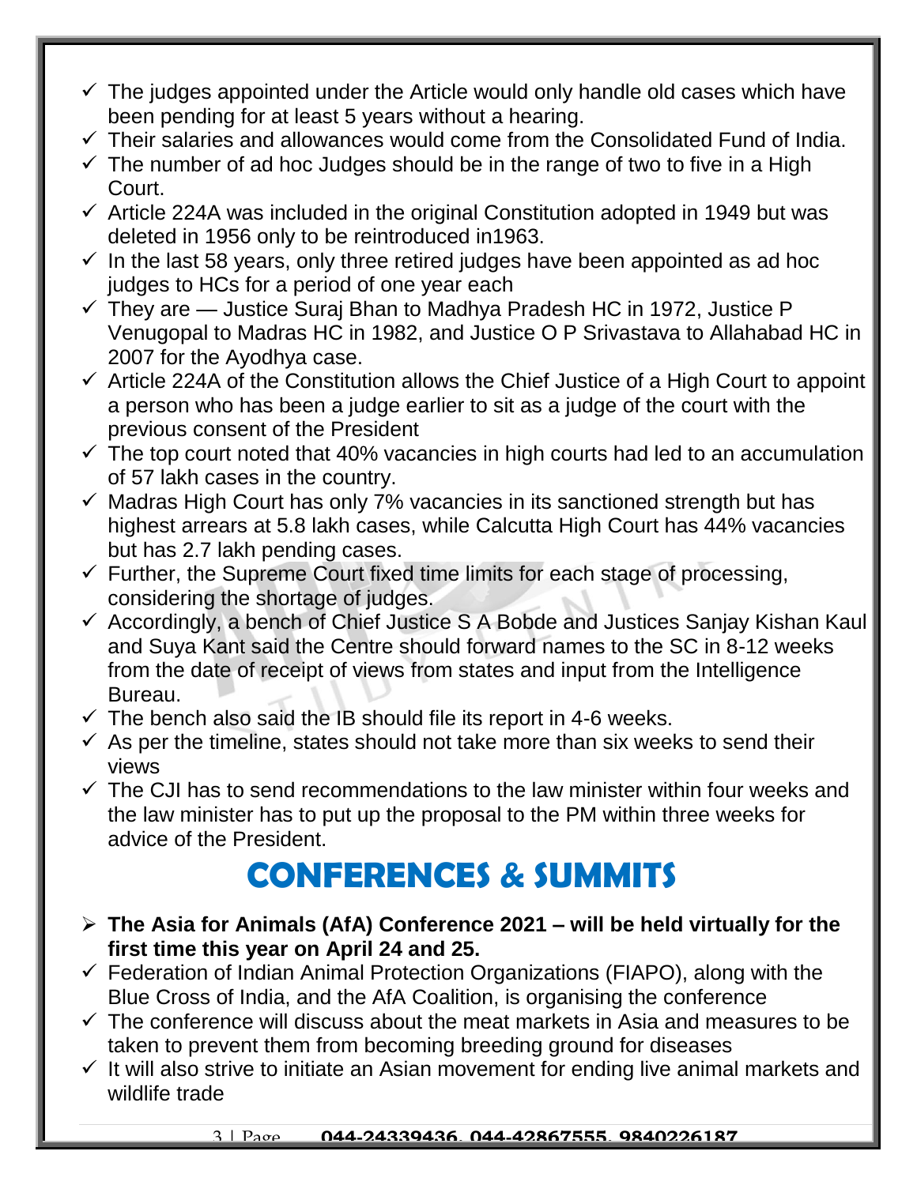- The judges appointed under the Article would only handle old cases which have been pending for at least 5 years without a hearing.
- Their salaries and allowances would come from the Consolidated Fund of India.
- The number of ad hoc Judges should be in the range of two to five in a High Court.
- Article 224A was included in the original Constitution adopted in 1949 but was deleted in 1956 only to be reintroduced in1963.
- In the last 58 years, only three retired judges have been appointed as ad hoc judges to HCs for a period of one year each
- They are — Justice Suraj Bhan to Madhya Pradesh HC in 1972, Justice P Venugopal to Madras HC in 1982, and Justice O P Srivastava to Allahabad HC in 2007 for the Ayodhya case.
- Article 224A of the Constitution allows the Chief Justice of a High Court to appoint a person who has been a judge earlier to sit as a judge of the court with the previous consent of the President
- The top court noted that 40% vacancies in high courts had led to an accumulation of 57 lakh cases in the country.
- Madras High Court has only 7% vacancies in its sanctioned strength but has highest arrears at 5.8 lakh cases, while Calcutta High Court has 44% vacancies but has 2.7 lakh pending cases.
- Further, the Supreme Court fixed time limits for each stage of processing, considering the shortage of judges.
- Accordingly, a bench of Chief Justice S A Bobde and Justices Sanjay Kishan Kaul and Suya Kant said the Centre should forward names to the SC in 8-12 weeks from the date of receipt of views from states and input from the Intelligence Bureau.
- The bench also said the IB should file its report in 4-6 weeks.
- As per the timeline, states should not take more than six weeks to send their views
- The CJI has to send recommendations to the law minister within four weeks and the law minister has to put up the proposal to the PM within three weeks for advice of the President.

# CONFERENCES & SUMMITS

- **The Asia for Animals (AfA) Conference 2021 – will be held virtually for the first time this year on April 24 and 25.**
- Federation of Indian Animal Protection Organizations (FIAPO), along with the Blue Cross of India, and the AfA Coalition, is organising the conference
- The conference will discuss about the meat markets in Asia and measures to be taken to prevent them from becoming breeding ground for diseases
- It will also strive to initiate an Asian movement for ending live animal markets and wildlife trade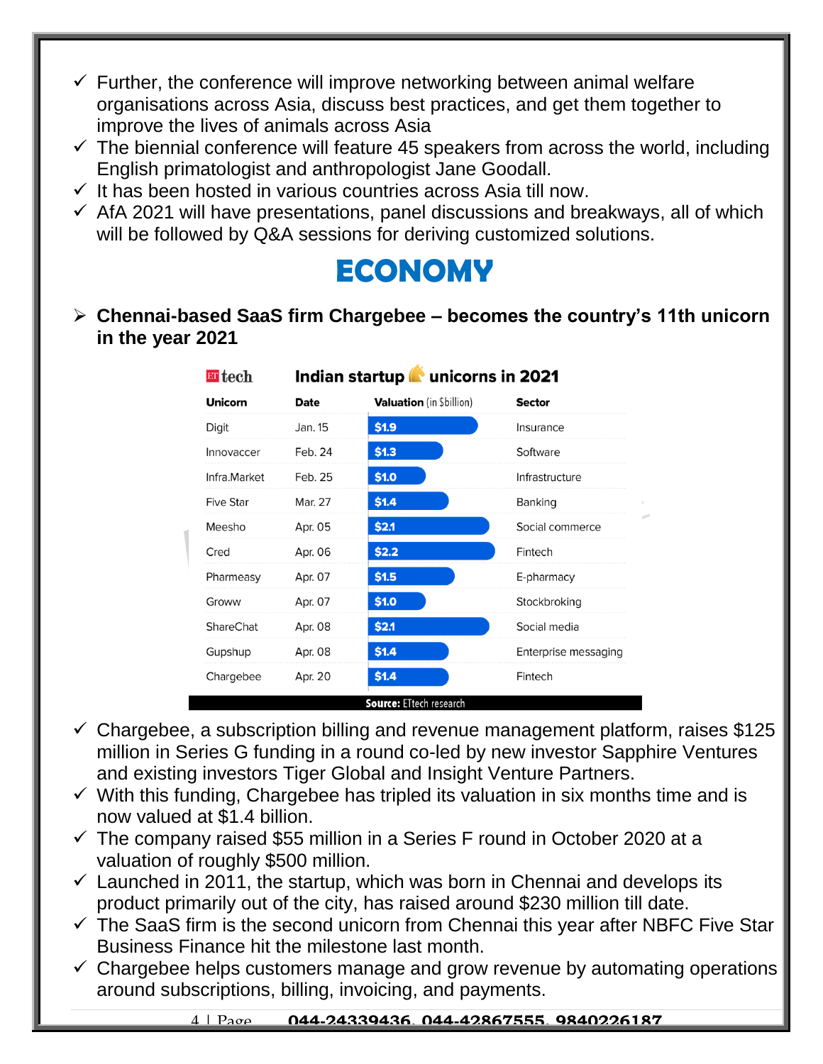- ✓ Further, the conference will improve networking between animal welfare organisations across Asia, discuss best practices, and get them together to improve the lives of animals across Asia
- ✓ The biennial conference will feature 45 speakers from across the world, including English primatologist and anthropologist Jane Goodall.
- ✓ It has been hosted in various countries across Asia till now.
- ✓ AfA 2021 will have presentations, panel discussions and breakaways, all of which will be followed by Q&A sessions for deriving customized solutions.

# ECONOMY

- **Chennai-based SaaS firm Chargebee – becomes the country's 11th unicorn in the year 2021**

ET tech **Indian startup unicorns in 2021**

| Unicorn | Date | Valuation (in $billion) | Sector |
|---|---|---|---|
| Digit | Jan. 15 | $1.9 | Insurance |
| Innovaccer | Feb. 24 | $1.3 | Software |
| Infra.Market | Feb. 25 | $1.0 | Infrastructure |
| Five Star | Mar. 27 | $1.4 | Banking |
| Meesho | Apr. 05 | $2.1 | Social commerce |
| Cred | Apr. 06 | $2.2 | Fintech |
| Pharmeasy | Apr. 07 | $1.5 | E-pharmacy |
| Groww | Apr. 07 | $1.0 | Stockbroking |
| ShareChat | Apr. 08 | $2.1 | Social media |
| Gupshup | Apr. 08 | $1.4 | Enterprise messaging |
| Chargebee | Apr. 20 | $1.4 | Fintech |

**Source:** ETtech research

- ✓ Chargebee, a subscription billing and revenue management platform, raises $125 million in Series G funding in a round co-led by new investor Sapphire Ventures and existing investors Tiger Global and Insight Venture Partners.
- ✓ With this funding, Chargebee has tripled its valuation in six months time and is now valued at $1.4 billion.
- ✓ The company raised $55 million in a Series F round in October 2020 at a valuation of roughly $500 million.
- ✓ Launched in 2011, the startup, which was born in Chennai and develops its product primarily out of the city, has raised around $230 million till date.
- ✓ The SaaS firm is the second unicorn from Chennai this year after NBFC Five Star Business Finance hit the milestone last month.
- ✓ Chargebee helps customers manage and grow revenue by automating operations around subscriptions, billing, invoicing, and payments.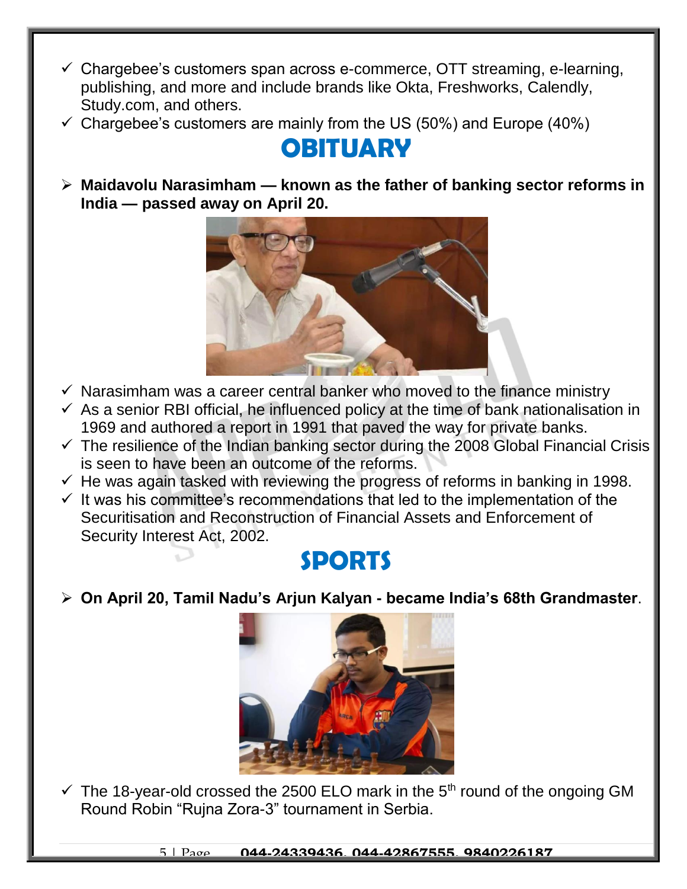- ✓ Chargebee's customers span across e-commerce, OTT streaming, e-learning, publishing, and more and include brands like Okta, Freshworks, Calendly, Study.com, and others.
- ✓ Chargebee's customers are mainly from the US (50%) and Europe (40%)

# OBITUARY

- **Maidavolu Narasimham — known as the father of banking sector reforms in India — passed away on April 20.**

- ✓ Narasimham was a career central banker who moved to the finance ministry
- ✓ As a senior RBI official, he influenced policy at the time of bank nationalisation in 1969 and authored a report in 1991 that paved the way for private banks.
- ✓ The resilience of the Indian banking sector during the 2008 Global Financial Crisis is seen to have been an outcome of the reforms.
- ✓ He was again tasked with reviewing the progress of reforms in banking in 1998.
- ✓ It was his committee's recommendations that led to the implementation of the Securitisation and Reconstruction of Financial Assets and Enforcement of Security Interest Act, 2002.

# SPORTS

- **On April 20, Tamil Nadu's Arjun Kalyan - became India's 68th Grandmaster**.

- ✓ The 18-year-old crossed the 2500 ELO mark in the 5th round of the ongoing GM Round Robin "Rujna Zora-3" tournament in Serbia.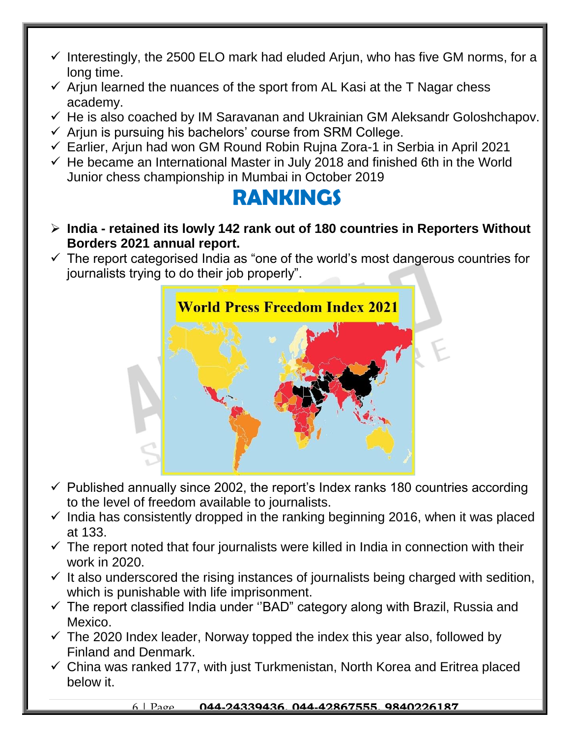- ✓ Interestingly, the 2500 ELO mark had eluded Arjun, who has five GM norms, for a long time.
- ✓ Arjun learned the nuances of the sport from AL Kasi at the T Nagar chess academy.
- ✓ He is also coached by IM Saravanan and Ukrainian GM Aleksandr Goloshchapov.
- ✓ Arjun is pursuing his bachelors' course from SRM College.
- ✓ Earlier, Arjun had won GM Round Robin Rujna Zora-1 in Serbia in April 2021
- ✓ He became an International Master in July 2018 and finished 6th in the World Junior chess championship in Mumbai in October 2019

# RANKINGS

- **India - retained its lowly 142 rank out of 180 countries in Reporters Without Borders 2021 annual report.**
- ✓ The report categorised India as "one of the world's most dangerous countries for journalists trying to do their job properly".

World Press Freedom Index 2021

- ✓ Published annually since 2002, the report's Index ranks 180 countries according to the level of freedom available to journalists.
- ✓ India has consistently dropped in the ranking beginning 2016, when it was placed at 133.
- ✓ The report noted that four journalists were killed in India in connection with their work in 2020.
- ✓ It also underscored the rising instances of journalists being charged with sedition, which is punishable with life imprisonment.
- ✓ The report classified India under ''BAD" category along with Brazil, Russia and Mexico.
- ✓ The 2020 Index leader, Norway topped the index this year also, followed by Finland and Denmark.
- ✓ China was ranked 177, with just Turkmenistan, North Korea and Eritrea placed below it.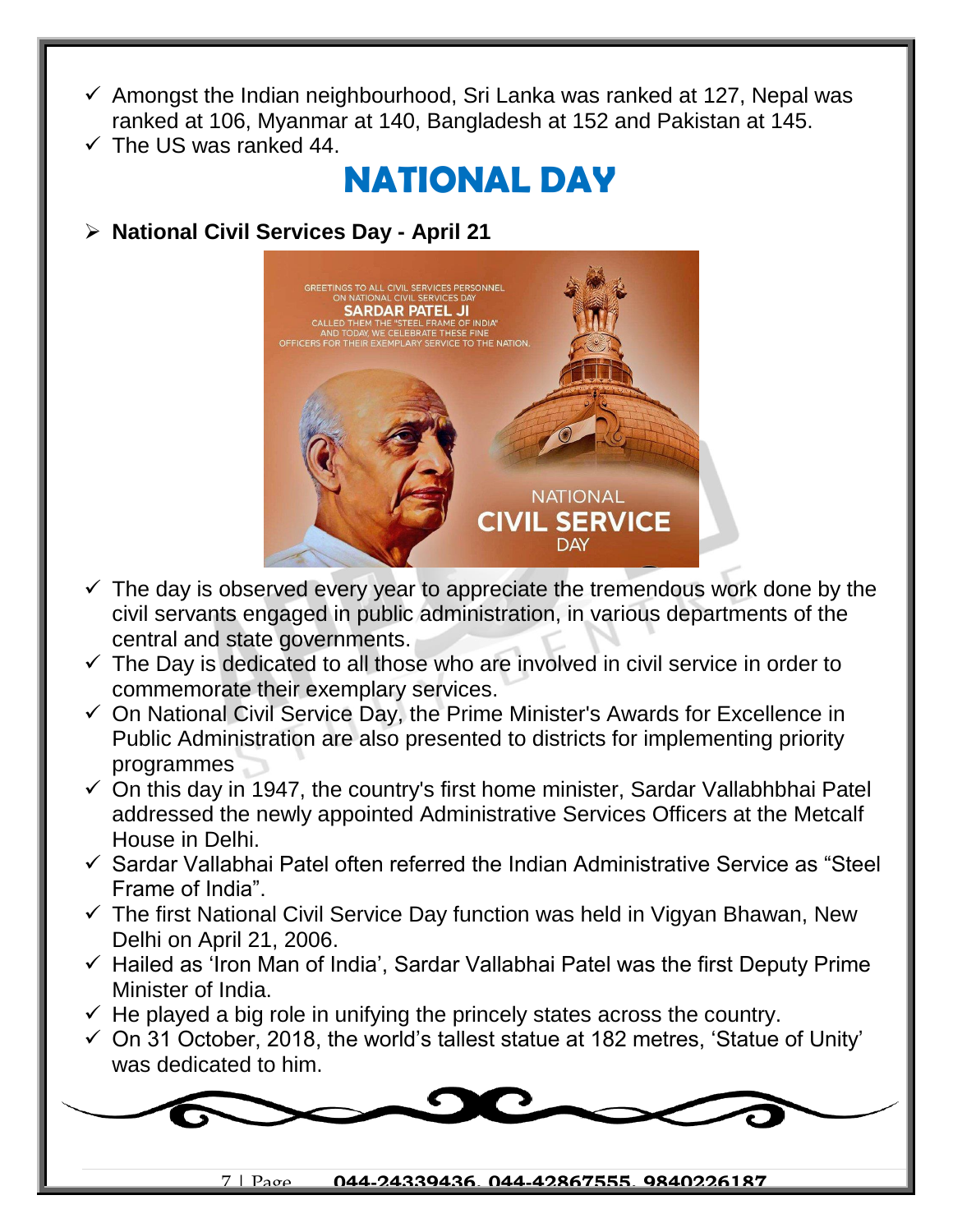- ✓ Amongst the Indian neighbourhood, Sri Lanka was ranked at 127, Nepal was ranked at 106, Myanmar at 140, Bangladesh at 152 and Pakistan at 145.
- ✓ The US was ranked 44.

# NATIONAL DAY

- **National Civil Services Day - April 21**

- ✓ The day is observed every year to appreciate the tremendous work done by the civil servants engaged in public administration, in various departments of the central and state governments.
- ✓ The Day is dedicated to all those who are involved in civil service in order to commemorate their exemplary services.
- ✓ On National Civil Service Day, the Prime Minister's Awards for Excellence in Public Administration are also presented to districts for implementing priority programmes
- ✓ On this day in 1947, the country's first home minister, Sardar Vallabhbhai Patel addressed the newly appointed Administrative Services Officers at the Metcalf House in Delhi.
- ✓ Sardar Vallabhai Patel often referred the Indian Administrative Service as "Steel Frame of India".
- ✓ The first National Civil Service Day function was held in Vigyan Bhawan, New Delhi on April 21, 2006.
- ✓ Hailed as 'Iron Man of India', Sardar Vallabhai Patel was the first Deputy Prime Minister of India.
- ✓ He played a big role in unifying the princely states across the country.
- ✓ On 31 October, 2018, the world's tallest statue at 182 metres, 'Statue of Unity' was dedicated to him.